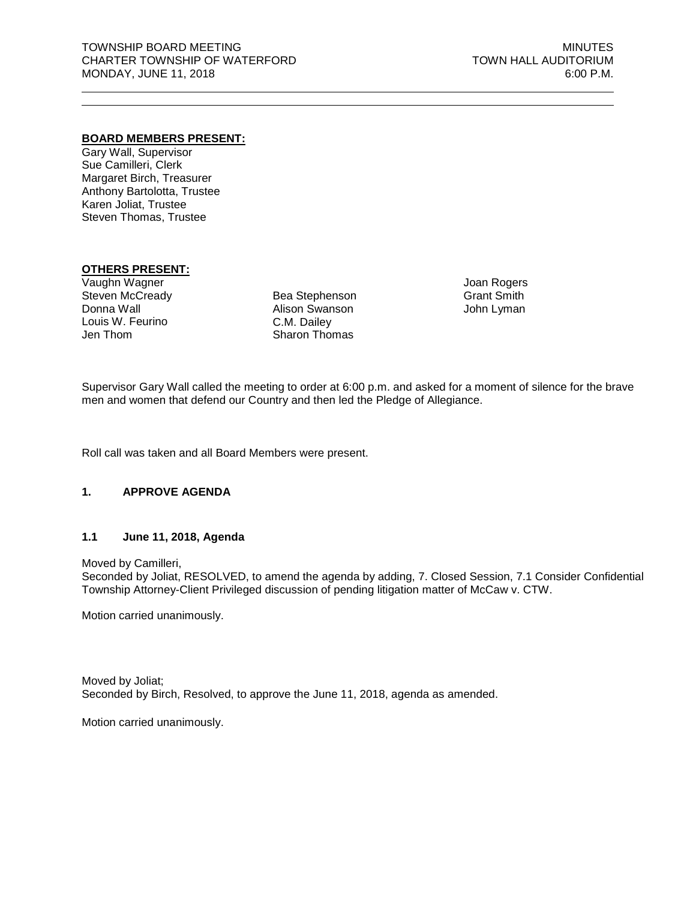TOWNSHIP BOARD MEETING | MINUTES
CHARTER TOWNSHIP OF WATERFORD | TOWN HALL AUDITORIUM
MONDAY, JUNE 11, 2018 | 6:00 P.M.

---

**BOARD MEMBERS PRESENT:**

Gary Wall, Supervisor
Sue Camilleri, Clerk
Margaret Birch, Treasurer
Anthony Bartolotta, Trustee
Karen Joliat, Trustee
Steven Thomas, Trustee

**OTHERS PRESENT:**

Vaughn Wagner
Steven McCready
Donna Wall
Louis W. Feurino
Jen Thom
Bea Stephenson
Alison Swanson
C.M. Dailey
Sharon Thomas
Joan Rogers
Grant Smith
John Lyman

Supervisor Gary Wall called the meeting to order at 6:00 p.m. and asked for a moment of silence for the brave men and women that defend our Country and then led the Pledge of Allegiance.

Roll call was taken and all Board Members were present.

## 1. APPROVE AGENDA

### 1.1 June 11, 2018, Agenda

Moved by Camilleri,
Seconded by Joliat, RESOLVED, to amend the agenda by adding, 7. Closed Session, 7.1 Consider Confidential Township Attorney-Client Privileged discussion of pending litigation matter of McCaw v. CTW.

Motion carried unanimously.

Moved by Joliat;
Seconded by Birch, Resolved, to approve the June 11, 2018, agenda as amended.

Motion carried unanimously.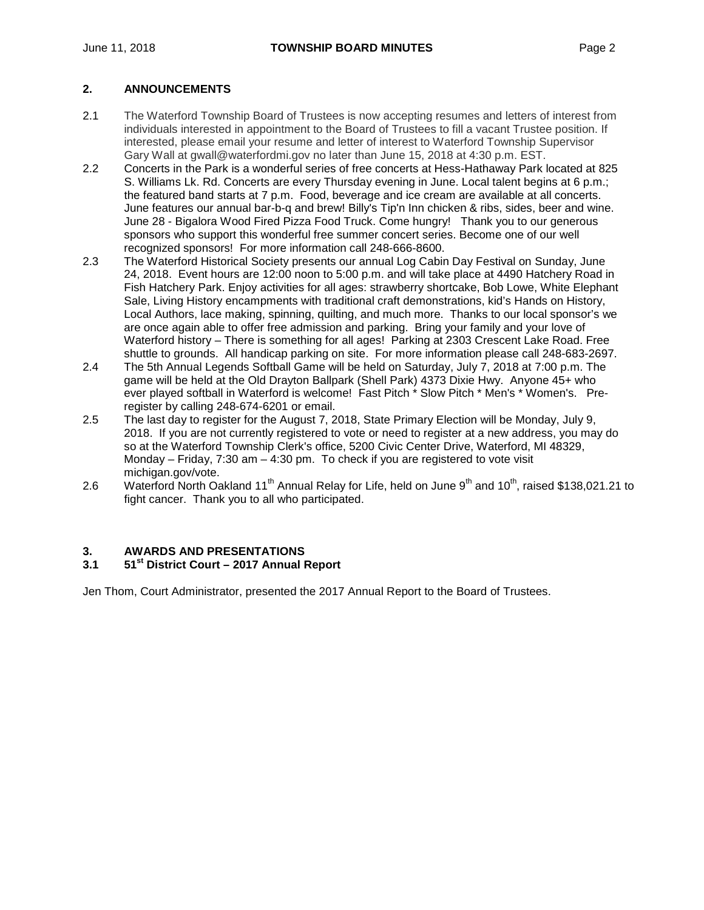## 2. ANNOUNCEMENTS

2.1 The Waterford Township Board of Trustees is now accepting resumes and letters of interest from individuals interested in appointment to the Board of Trustees to fill a vacant Trustee position. If interested, please email your resume and letter of interest to Waterford Township Supervisor Gary Wall at gwall@waterfordmi.gov no later than June 15, 2018 at 4:30 p.m. EST.

2.2 Concerts in the Park is a wonderful series of free concerts at Hess-Hathaway Park located at 825 S. Williams Lk. Rd. Concerts are every Thursday evening in June. Local talent begins at 6 p.m.; the featured band starts at 7 p.m. Food, beverage and ice cream are available at all concerts. June features our annual bar-b-q and brew! Billy's Tip'n Inn chicken & ribs, sides, beer and wine. June 28 - Bigalora Wood Fired Pizza Food Truck. Come hungry! Thank you to our generous sponsors who support this wonderful free summer concert series. Become one of our well recognized sponsors! For more information call 248-666-8600.

2.3 The Waterford Historical Society presents our annual Log Cabin Day Festival on Sunday, June 24, 2018. Event hours are 12:00 noon to 5:00 p.m. and will take place at 4490 Hatchery Road in Fish Hatchery Park. Enjoy activities for all ages: strawberry shortcake, Bob Lowe, White Elephant Sale, Living History encampments with traditional craft demonstrations, kid's Hands on History, Local Authors, lace making, spinning, quilting, and much more. Thanks to our local sponsor's we are once again able to offer free admission and parking. Bring your family and your love of Waterford history – There is something for all ages! Parking at 2303 Crescent Lake Road. Free shuttle to grounds. All handicap parking on site. For more information please call 248-683-2697.

2.4 The 5th Annual Legends Softball Game will be held on Saturday, July 7, 2018 at 7:00 p.m. The game will be held at the Old Drayton Ballpark (Shell Park) 4373 Dixie Hwy. Anyone 45+ who ever played softball in Waterford is welcome! Fast Pitch * Slow Pitch * Men's * Women's. Pre-register by calling 248-674-6201 or email.

2.5 The last day to register for the August 7, 2018, State Primary Election will be Monday, July 9, 2018. If you are not currently registered to vote or need to register at a new address, you may do so at the Waterford Township Clerk's office, 5200 Civic Center Drive, Waterford, MI 48329, Monday – Friday, 7:30 am – 4:30 pm. To check if you are registered to vote visit michigan.gov/vote.

2.6 Waterford North Oakland 11th Annual Relay for Life, held on June 9th and 10th, raised $138,021.21 to fight cancer. Thank you to all who participated.

## 3. AWARDS AND PRESENTATIONS

### 3.1 51st District Court – 2017 Annual Report

Jen Thom, Court Administrator, presented the 2017 Annual Report to the Board of Trustees.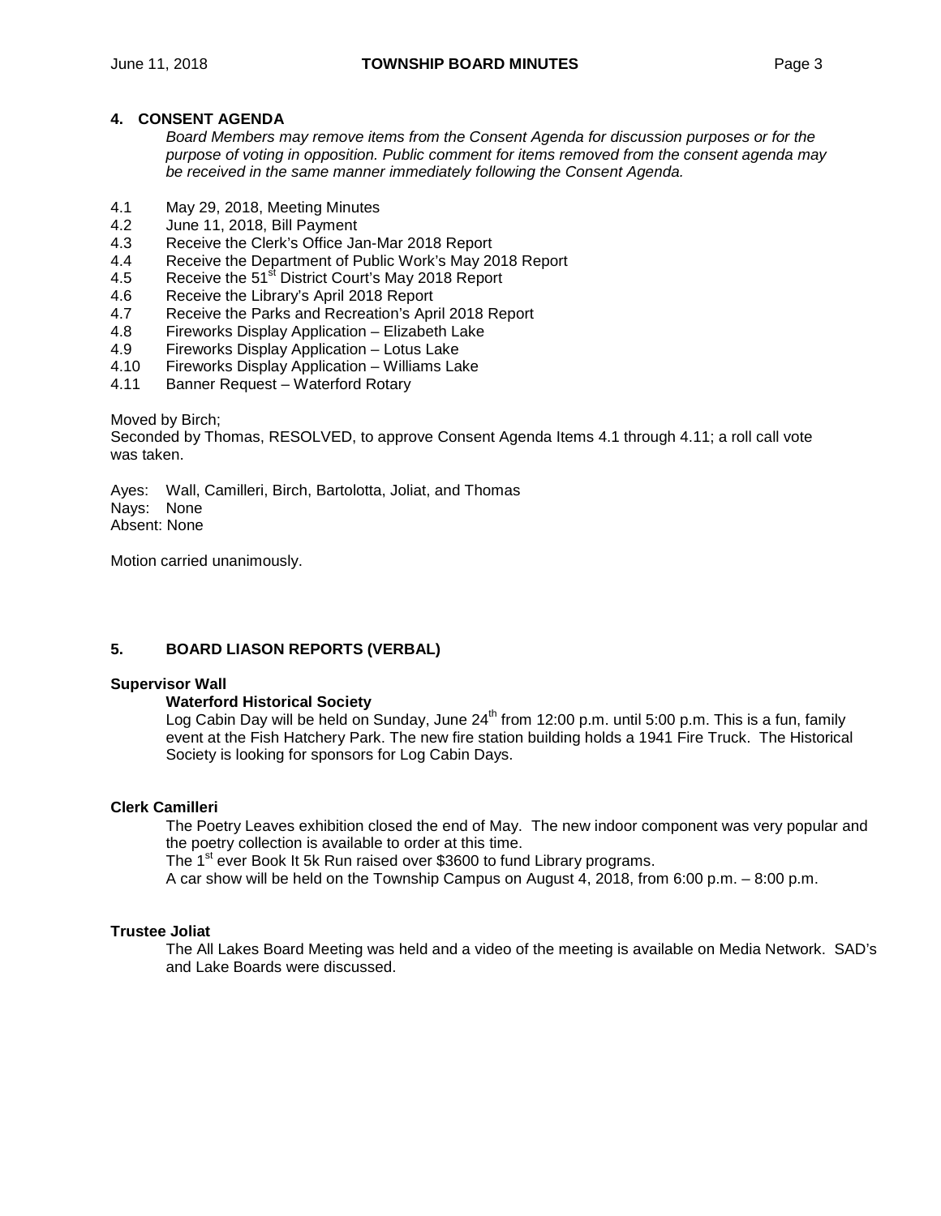## 4. CONSENT AGENDA

*Board Members may remove items from the Consent Agenda for discussion purposes or for the purpose of voting in opposition. Public comment for items removed from the consent agenda may be received in the same manner immediately following the Consent Agenda.*

4.1 May 29, 2018, Meeting Minutes
4.2 June 11, 2018, Bill Payment
4.3 Receive the Clerk's Office Jan-Mar 2018 Report
4.4 Receive the Department of Public Work's May 2018 Report
4.5 Receive the 51st District Court's May 2018 Report
4.6 Receive the Library's April 2018 Report
4.7 Receive the Parks and Recreation's April 2018 Report
4.8 Fireworks Display Application – Elizabeth Lake
4.9 Fireworks Display Application – Lotus Lake
4.10 Fireworks Display Application – Williams Lake
4.11 Banner Request – Waterford Rotary

Moved by Birch;
Seconded by Thomas, RESOLVED, to approve Consent Agenda Items 4.1 through 4.11; a roll call vote was taken.

Ayes: Wall, Camilleri, Birch, Bartolotta, Joliat, and Thomas
Nays: None
Absent: None

Motion carried unanimously.

## 5. BOARD LIASON REPORTS (VERBAL)

**Supervisor Wall**

**Waterford Historical Society**

Log Cabin Day will be held on Sunday, June 24th from 12:00 p.m. until 5:00 p.m. This is a fun, family event at the Fish Hatchery Park. The new fire station building holds a 1941 Fire Truck. The Historical Society is looking for sponsors for Log Cabin Days.

**Clerk Camilleri**

The Poetry Leaves exhibition closed the end of May. The new indoor component was very popular and the poetry collection is available to order at this time.
The 1st ever Book It 5k Run raised over $3600 to fund Library programs.
A car show will be held on the Township Campus on August 4, 2018, from 6:00 p.m. – 8:00 p.m.

**Trustee Joliat**

The All Lakes Board Meeting was held and a video of the meeting is available on Media Network. SAD's and Lake Boards were discussed.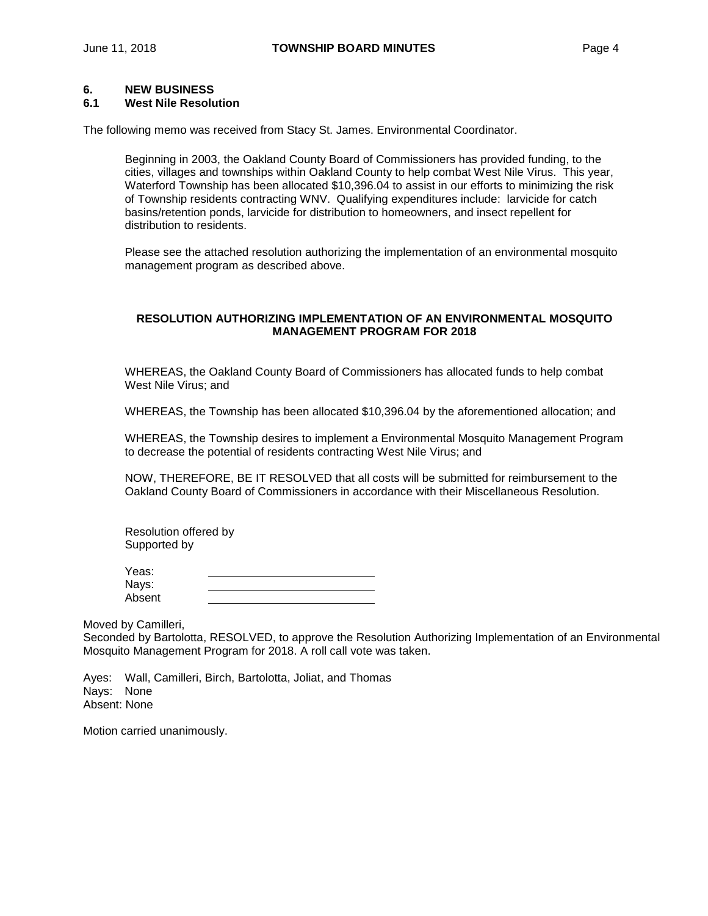## 6. NEW BUSINESS

### 6.1 West Nile Resolution

The following memo was received from Stacy St. James. Environmental Coordinator.

> Beginning in 2003, the Oakland County Board of Commissioners has provided funding, to the cities, villages and townships within Oakland County to help combat West Nile Virus. This year, Waterford Township has been allocated $10,396.04 to assist in our efforts to minimizing the risk of Township residents contracting WNV. Qualifying expenditures include: larvicide for catch basins/retention ponds, larvicide for distribution to homeowners, and insect repellent for distribution to residents.
>
> Please see the attached resolution authorizing the implementation of an environmental mosquito management program as described above.

**RESOLUTION AUTHORIZING IMPLEMENTATION OF AN ENVIRONMENTAL MOSQUITO MANAGEMENT PROGRAM FOR 2018**

WHEREAS, the Oakland County Board of Commissioners has allocated funds to help combat West Nile Virus; and

WHEREAS, the Township has been allocated $10,396.04 by the aforementioned allocation; and

WHEREAS, the Township desires to implement a Environmental Mosquito Management Program to decrease the potential of residents contracting West Nile Virus; and

NOW, THEREFORE, BE IT RESOLVED that all costs will be submitted for reimbursement to the Oakland County Board of Commissioners in accordance with their Miscellaneous Resolution.

Resolution offered by
Supported by

Yeas: \_\_\_\_\_\_\_\_\_\_\_\_\_\_\_\_\_\_\_\_
Nays: \_\_\_\_\_\_\_\_\_\_\_\_\_\_\_\_\_\_\_\_
Absent \_\_\_\_\_\_\_\_\_\_\_\_\_\_\_\_\_\_\_\_

Moved by Camilleri,
Seconded by Bartolotta, RESOLVED, to approve the Resolution Authorizing Implementation of an Environmental Mosquito Management Program for 2018. A roll call vote was taken.

Ayes: Wall, Camilleri, Birch, Bartolotta, Joliat, and Thomas
Nays: None
Absent: None

Motion carried unanimously.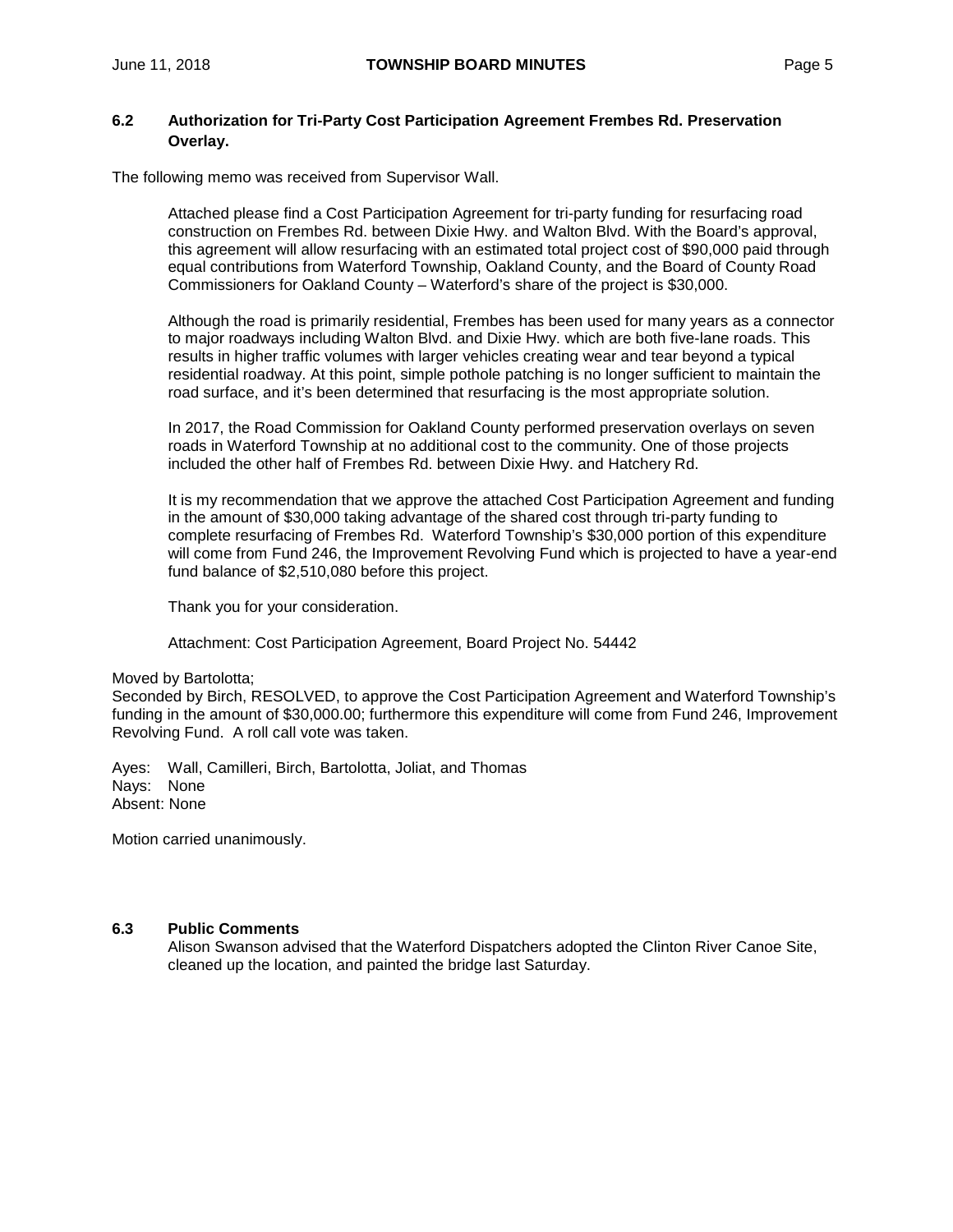### 6.2 Authorization for Tri-Party Cost Participation Agreement Frembes Rd. Preservation Overlay.

The following memo was received from Supervisor Wall.

> Attached please find a Cost Participation Agreement for tri-party funding for resurfacing road construction on Frembes Rd. between Dixie Hwy. and Walton Blvd. With the Board's approval, this agreement will allow resurfacing with an estimated total project cost of $90,000 paid through equal contributions from Waterford Township, Oakland County, and the Board of County Road Commissioners for Oakland County – Waterford's share of the project is $30,000.
>
> Although the road is primarily residential, Frembes has been used for many years as a connector to major roadways including Walton Blvd. and Dixie Hwy. which are both five-lane roads. This results in higher traffic volumes with larger vehicles creating wear and tear beyond a typical residential roadway. At this point, simple pothole patching is no longer sufficient to maintain the road surface, and it's been determined that resurfacing is the most appropriate solution.
>
> In 2017, the Road Commission for Oakland County performed preservation overlays on seven roads in Waterford Township at no additional cost to the community. One of those projects included the other half of Frembes Rd. between Dixie Hwy. and Hatchery Rd.
>
> It is my recommendation that we approve the attached Cost Participation Agreement and funding in the amount of $30,000 taking advantage of the shared cost through tri-party funding to complete resurfacing of Frembes Rd. Waterford Township's $30,000 portion of this expenditure will come from Fund 246, the Improvement Revolving Fund which is projected to have a year-end fund balance of $2,510,080 before this project.
>
> Thank you for your consideration.
>
> Attachment: Cost Participation Agreement, Board Project No. 54442

Moved by Bartolotta;
Seconded by Birch, RESOLVED, to approve the Cost Participation Agreement and Waterford Township's funding in the amount of $30,000.00; furthermore this expenditure will come from Fund 246, Improvement Revolving Fund. A roll call vote was taken.

Ayes: Wall, Camilleri, Birch, Bartolotta, Joliat, and Thomas
Nays: None
Absent: None

Motion carried unanimously.

### 6.3 Public Comments

Alison Swanson advised that the Waterford Dispatchers adopted the Clinton River Canoe Site, cleaned up the location, and painted the bridge last Saturday.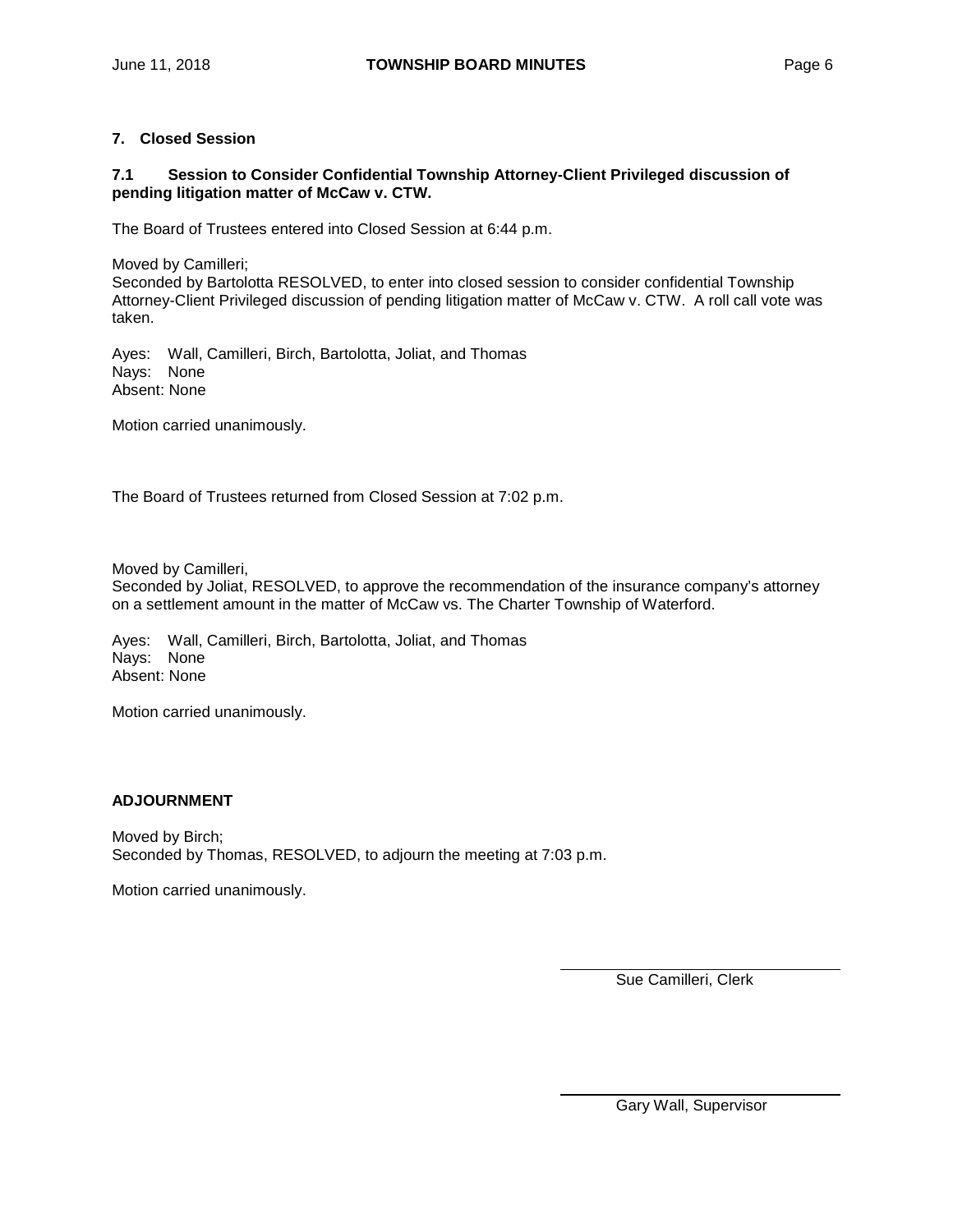## 7. Closed Session

### 7.1 Session to Consider Confidential Township Attorney-Client Privileged discussion of pending litigation matter of McCaw v. CTW.

The Board of Trustees entered into Closed Session at 6:44 p.m.

Moved by Camilleri;
Seconded by Bartolotta RESOLVED, to enter into closed session to consider confidential Township Attorney-Client Privileged discussion of pending litigation matter of McCaw v. CTW. A roll call vote was taken.

Ayes: Wall, Camilleri, Birch, Bartolotta, Joliat, and Thomas
Nays: None
Absent: None

Motion carried unanimously.

The Board of Trustees returned from Closed Session at 7:02 p.m.

Moved by Camilleri,
Seconded by Joliat, RESOLVED, to approve the recommendation of the insurance company's attorney on a settlement amount in the matter of McCaw vs. The Charter Township of Waterford.

Ayes: Wall, Camilleri, Birch, Bartolotta, Joliat, and Thomas
Nays: None
Absent: None

Motion carried unanimously.

## ADJOURNMENT

Moved by Birch;
Seconded by Thomas, RESOLVED, to adjourn the meeting at 7:03 p.m.

Motion carried unanimously.

Sue Camilleri, Clerk

Gary Wall, Supervisor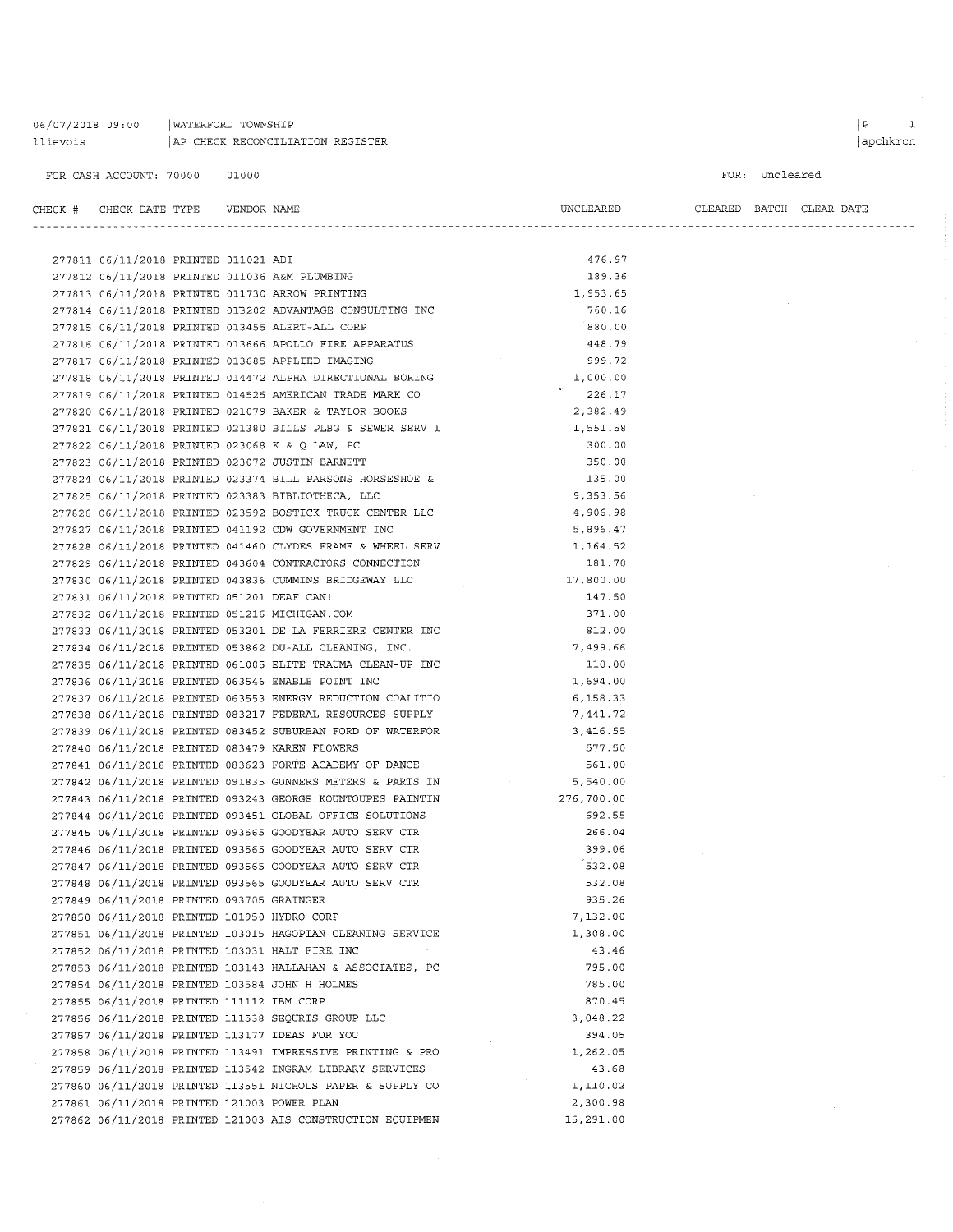06/07/2018 09:00 | WATERFORD TOWNSHIP
llievois | AP CHECK RECONCILIATION REGISTER

FOR CASH ACCOUNT: 70000 01000

FOR: Uncleared

| CHECK # | CHECK DATE | TYPE | VENDOR | NAME | UNCLEARED | CLEARED | BATCH | CLEAR DATE |
|---|---|---|---|---|---|---|---|---|
| 277811 | 06/11/2018 | PRINTED | 011021 | ADI | 476.97 | | | |
| 277812 | 06/11/2018 | PRINTED | 011036 | A&M PLUMBING | 189.36 | | | |
| 277813 | 06/11/2018 | PRINTED | 011730 | ARROW PRINTING | 1,953.65 | | | |
| 277814 | 06/11/2018 | PRINTED | 013202 | ADVANTAGE CONSULTING INC | 760.16 | | | |
| 277815 | 06/11/2018 | PRINTED | 013455 | ALERT-ALL CORP | 880.00 | | | |
| 277816 | 06/11/2018 | PRINTED | 013666 | APOLLO FIRE APPARATUS | 448.79 | | | |
| 277817 | 06/11/2018 | PRINTED | 013685 | APPLIED IMAGING | 999.72 | | | |
| 277818 | 06/11/2018 | PRINTED | 014472 | ALPHA DIRECTIONAL BORING | 1,000.00 | | | |
| 277819 | 06/11/2018 | PRINTED | 014525 | AMERICAN TRADE MARK CO | 226.17 | | | |
| 277820 | 06/11/2018 | PRINTED | 021079 | BAKER & TAYLOR BOOKS | 2,382.49 | | | |
| 277821 | 06/11/2018 | PRINTED | 021380 | BILLS PLBG & SEWER SERV I | 1,551.58 | | | |
| 277822 | 06/11/2018 | PRINTED | 023068 | K & Q LAW, PC | 300.00 | | | |
| 277823 | 06/11/2018 | PRINTED | 023072 | JUSTIN BARNETT | 350.00 | | | |
| 277824 | 06/11/2018 | PRINTED | 023374 | BILL PARSONS HORSESHOE & | 135.00 | | | |
| 277825 | 06/11/2018 | PRINTED | 023383 | BIBLIOTHECA, LLC | 9,353.56 | | | |
| 277826 | 06/11/2018 | PRINTED | 023592 | BOSTICK TRUCK CENTER LLC | 4,906.98 | | | |
| 277827 | 06/11/2018 | PRINTED | 041192 | CDW GOVERNMENT INC | 5,896.47 | | | |
| 277828 | 06/11/2018 | PRINTED | 041460 | CLYDES FRAME & WHEEL SERV | 1,164.52 | | | |
| 277829 | 06/11/2018 | PRINTED | 043604 | CONTRACTORS CONNECTION | 181.70 | | | |
| 277830 | 06/11/2018 | PRINTED | 043836 | CUMMINS BRIDGEWAY LLC | 17,800.00 | | | |
| 277831 | 06/11/2018 | PRINTED | 051201 | DEAF CAN! | 147.50 | | | |
| 277832 | 06/11/2018 | PRINTED | 051216 | MICHIGAN.COM | 371.00 | | | |
| 277833 | 06/11/2018 | PRINTED | 053201 | DE LA FERRIERE CENTER INC | 812.00 | | | |
| 277834 | 06/11/2018 | PRINTED | 053862 | DU-ALL CLEANING, INC. | 7,499.66 | | | |
| 277835 | 06/11/2018 | PRINTED | 061005 | ELITE TRAUMA CLEAN-UP INC | 110.00 | | | |
| 277836 | 06/11/2018 | PRINTED | 063546 | ENABLE POINT INC | 1,694.00 | | | |
| 277837 | 06/11/2018 | PRINTED | 063553 | ENERGY REDUCTION COALITIO | 6,158.33 | | | |
| 277838 | 06/11/2018 | PRINTED | 083217 | FEDERAL RESOURCES SUPPLY | 7,441.72 | | | |
| 277839 | 06/11/2018 | PRINTED | 083452 | SUBURBAN FORD OF WATERFOR | 3,416.55 | | | |
| 277840 | 06/11/2018 | PRINTED | 083479 | KAREN FLOWERS | 577.50 | | | |
| 277841 | 06/11/2018 | PRINTED | 083623 | FORTE ACADEMY OF DANCE | 561.00 | | | |
| 277842 | 06/11/2018 | PRINTED | 091835 | GUNNERS METERS & PARTS IN | 5,540.00 | | | |
| 277843 | 06/11/2018 | PRINTED | 093243 | GEORGE KOUNTOUPES PAINTIN | 276,700.00 | | | |
| 277844 | 06/11/2018 | PRINTED | 093451 | GLOBAL OFFICE SOLUTIONS | 692.55 | | | |
| 277845 | 06/11/2018 | PRINTED | 093565 | GOODYEAR AUTO SERV CTR | 266.04 | | | |
| 277846 | 06/11/2018 | PRINTED | 093565 | GOODYEAR AUTO SERV CTR | 399.06 | | | |
| 277847 | 06/11/2018 | PRINTED | 093565 | GOODYEAR AUTO SERV CTR | 532.08 | | | |
| 277848 | 06/11/2018 | PRINTED | 093565 | GOODYEAR AUTO SERV CTR | 532.08 | | | |
| 277849 | 06/11/2018 | PRINTED | 093705 | GRAINGER | 935.26 | | | |
| 277850 | 06/11/2018 | PRINTED | 101950 | HYDRO CORP | 7,132.00 | | | |
| 277851 | 06/11/2018 | PRINTED | 103015 | HAGOPIAN CLEANING SERVICE | 1,308.00 | | | |
| 277852 | 06/11/2018 | PRINTED | 103031 | HALT FIRE INC | 43.46 | | | |
| 277853 | 06/11/2018 | PRINTED | 103143 | HALLAHAN & ASSOCIATES, PC | 795.00 | | | |
| 277854 | 06/11/2018 | PRINTED | 103584 | JOHN H HOLMES | 785.00 | | | |
| 277855 | 06/11/2018 | PRINTED | 111112 | IBM CORP | 870.45 | | | |
| 277856 | 06/11/2018 | PRINTED | 111538 | SEQURIS GROUP LLC | 3,048.22 | | | |
| 277857 | 06/11/2018 | PRINTED | 113177 | IDEAS FOR YOU | 394.05 | | | |
| 277858 | 06/11/2018 | PRINTED | 113491 | IMPRESSIVE PRINTING & PRO | 1,262.05 | | | |
| 277859 | 06/11/2018 | PRINTED | 113542 | INGRAM LIBRARY SERVICES | 43.68 | | | |
| 277860 | 06/11/2018 | PRINTED | 113551 | NICHOLS PAPER & SUPPLY CO | 1,110.02 | | | |
| 277861 | 06/11/2018 | PRINTED | 121003 | POWER PLAN | 2,300.98 | | | |
| 277862 | 06/11/2018 | PRINTED | 121003 | AIS CONSTRUCTION EQUIPMEN | 15,291.00 | | | |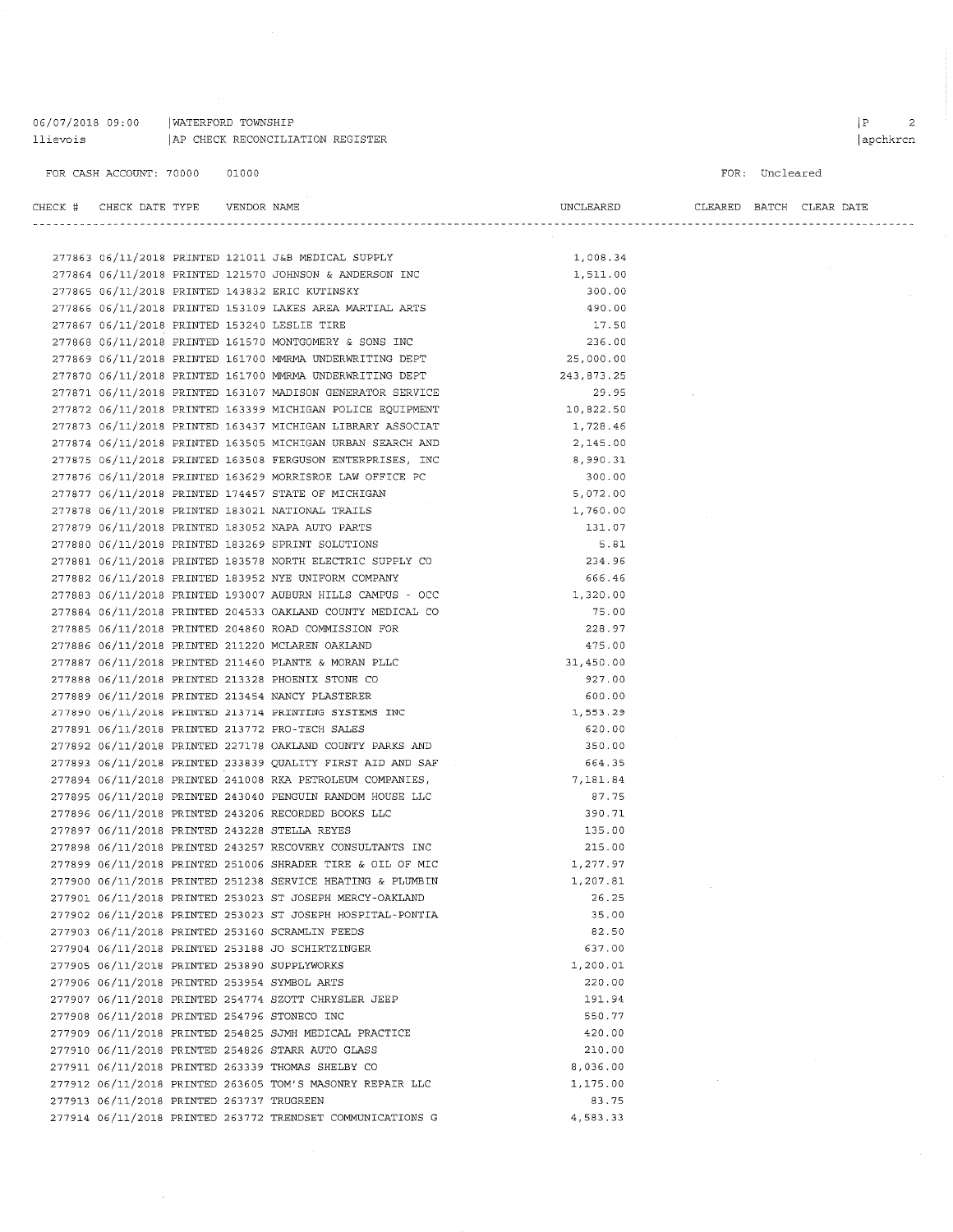06/07/2018 09:00 | WATERFORD TOWNSHIP
llievois | AP CHECK RECONCILIATION REGISTER

FOR CASH ACCOUNT: 70000 01000

FOR: Uncleared

| CHECK # | CHECK DATE | TYPE | VENDOR | NAME | UNCLEARED | CLEARED | BATCH | CLEAR DATE |
|---|---|---|---|---|---|---|---|---|
| 277863 | 06/11/2018 | PRINTED | 121011 | J&B MEDICAL SUPPLY | 1,008.34 | | | |
| 277864 | 06/11/2018 | PRINTED | 121570 | JOHNSON & ANDERSON INC | 1,511.00 | | | |
| 277865 | 06/11/2018 | PRINTED | 143832 | ERIC KUTINSKY | 300.00 | | | |
| 277866 | 06/11/2018 | PRINTED | 153109 | LAKES AREA MARTIAL ARTS | 490.00 | | | |
| 277867 | 06/11/2018 | PRINTED | 153240 | LESLIE TIRE | 17.50 | | | |
| 277868 | 06/11/2018 | PRINTED | 161570 | MONTGOMERY & SONS INC | 236.00 | | | |
| 277869 | 06/11/2018 | PRINTED | 161700 | MMRMA UNDERWRITING DEPT | 25,000.00 | | | |
| 277870 | 06/11/2018 | PRINTED | 161700 | MMRMA UNDERWRITING DEPT | 243,873.25 | | | |
| 277871 | 06/11/2018 | PRINTED | 163107 | MADISON GENERATOR SERVICE | 29.95 | | | |
| 277872 | 06/11/2018 | PRINTED | 163399 | MICHIGAN POLICE EQUIPMENT | 10,822.50 | | | |
| 277873 | 06/11/2018 | PRINTED | 163437 | MICHIGAN LIBRARY ASSOCIAT | 1,728.46 | | | |
| 277874 | 06/11/2018 | PRINTED | 163505 | MICHIGAN URBAN SEARCH AND | 2,145.00 | | | |
| 277875 | 06/11/2018 | PRINTED | 163508 | FERGUSON ENTERPRISES, INC | 8,990.31 | | | |
| 277876 | 06/11/2018 | PRINTED | 163629 | MORRISROE LAW OFFICE PC | 300.00 | | | |
| 277877 | 06/11/2018 | PRINTED | 174457 | STATE OF MICHIGAN | 5,072.00 | | | |
| 277878 | 06/11/2018 | PRINTED | 183021 | NATIONAL TRAILS | 1,760.00 | | | |
| 277879 | 06/11/2018 | PRINTED | 183052 | NAPA AUTO PARTS | 131.07 | | | |
| 277880 | 06/11/2018 | PRINTED | 183269 | SPRINT SOLUTIONS | 5.81 | | | |
| 277881 | 06/11/2018 | PRINTED | 183578 | NORTH ELECTRIC SUPPLY CO | 234.96 | | | |
| 277882 | 06/11/2018 | PRINTED | 183952 | NYE UNIFORM COMPANY | 666.46 | | | |
| 277883 | 06/11/2018 | PRINTED | 193007 | AUBURN HILLS CAMPUS - OCC | 1,320.00 | | | |
| 277884 | 06/11/2018 | PRINTED | 204533 | OAKLAND COUNTY MEDICAL CO | 75.00 | | | |
| 277885 | 06/11/2018 | PRINTED | 204860 | ROAD COMMISSION FOR | 228.97 | | | |
| 277886 | 06/11/2018 | PRINTED | 211220 | MCLAREN OAKLAND | 475.00 | | | |
| 277887 | 06/11/2018 | PRINTED | 211460 | PLANTE & MORAN PLLC | 31,450.00 | | | |
| 277888 | 06/11/2018 | PRINTED | 213328 | PHOENIX STONE CO | 927.00 | | | |
| 277889 | 06/11/2018 | PRINTED | 213454 | NANCY PLASTERER | 600.00 | | | |
| 277890 | 06/11/2018 | PRINTED | 213714 | PRINTING SYSTEMS INC | 1,553.29 | | | |
| 277891 | 06/11/2018 | PRINTED | 213772 | PRO-TECH SALES | 620.00 | | | |
| 277892 | 06/11/2018 | PRINTED | 227178 | OAKLAND COUNTY PARKS AND | 350.00 | | | |
| 277893 | 06/11/2018 | PRINTED | 233839 | QUALITY FIRST AID AND SAF | 664.35 | | | |
| 277894 | 06/11/2018 | PRINTED | 241008 | RKA PETROLEUM COMPANIES, | 7,181.84 | | | |
| 277895 | 06/11/2018 | PRINTED | 243040 | PENGUIN RANDOM HOUSE LLC | 87.75 | | | |
| 277896 | 06/11/2018 | PRINTED | 243206 | RECORDED BOOKS LLC | 390.71 | | | |
| 277897 | 06/11/2018 | PRINTED | 243228 | STELLA REYES | 135.00 | | | |
| 277898 | 06/11/2018 | PRINTED | 243257 | RECOVERY CONSULTANTS INC | 215.00 | | | |
| 277899 | 06/11/2018 | PRINTED | 251006 | SHRADER TIRE & OIL OF MIC | 1,277.97 | | | |
| 277900 | 06/11/2018 | PRINTED | 251238 | SERVICE HEATING & PLUMBIN | 1,207.81 | | | |
| 277901 | 06/11/2018 | PRINTED | 253023 | ST JOSEPH MERCY-OAKLAND | 26.25 | | | |
| 277902 | 06/11/2018 | PRINTED | 253023 | ST JOSEPH HOSPITAL-PONTIA | 35.00 | | | |
| 277903 | 06/11/2018 | PRINTED | 253160 | SCRAMLIN FEEDS | 82.50 | | | |
| 277904 | 06/11/2018 | PRINTED | 253188 | JO SCHIRTZINGER | 637.00 | | | |
| 277905 | 06/11/2018 | PRINTED | 253890 | SUPPLYWORKS | 1,200.01 | | | |
| 277906 | 06/11/2018 | PRINTED | 253954 | SYMBOL ARTS | 220.00 | | | |
| 277907 | 06/11/2018 | PRINTED | 254774 | SZOTT CHRYSLER JEEP | 191.94 | | | |
| 277908 | 06/11/2018 | PRINTED | 254796 | STONECO INC | 550.77 | | | |
| 277909 | 06/11/2018 | PRINTED | 254825 | SJMH MEDICAL PRACTICE | 420.00 | | | |
| 277910 | 06/11/2018 | PRINTED | 254826 | STARR AUTO GLASS | 210.00 | | | |
| 277911 | 06/11/2018 | PRINTED | 263339 | THOMAS SHELBY CO | 8,036.00 | | | |
| 277912 | 06/11/2018 | PRINTED | 263605 | TOM'S MASONRY REPAIR LLC | 1,175.00 | | | |
| 277913 | 06/11/2018 | PRINTED | 263737 | TRUGREEN | 83.75 | | | |
| 277914 | 06/11/2018 | PRINTED | 263772 | TRENDSET COMMUNICATIONS G | 4,583.33 | | | |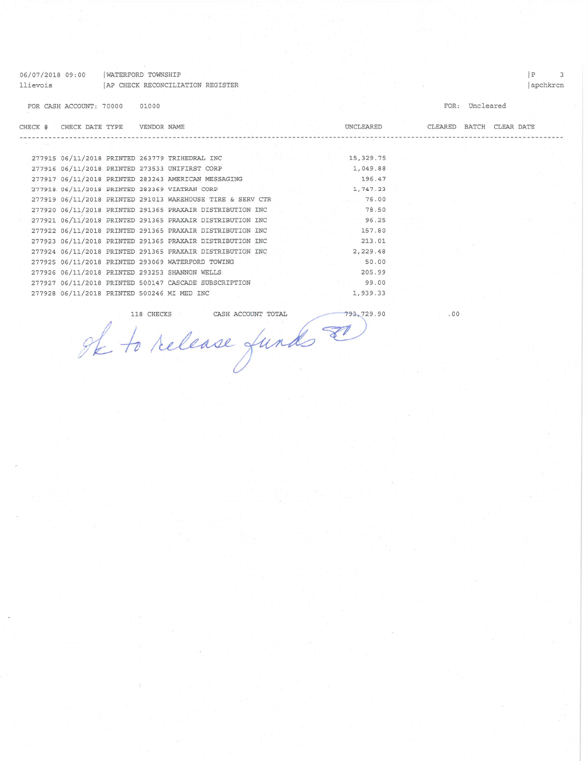06/07/2018 09:00 | WATERFORD TOWNSHIP
llievois | AP CHECK RECONCILIATION REGISTER

FOR CASH ACCOUNT: 70000 01000

FOR: Uncleared

| CHECK # | CHECK DATE | TYPE | VENDOR NAME | UNCLEARED | CLEARED | BATCH | CLEAR DATE |
|---|---|---|---|---|---|---|---|
| 277915 | 06/11/2018 | PRINTED | 263779 TRIHEDRAL INC | 15,329.75 | | | |
| 277916 | 06/11/2018 | PRINTED | 273533 UNIFIRST CORP | 1,049.88 | | | |
| 277917 | 06/11/2018 | PRINTED | 283243 AMERICAN MESSAGING | 196.47 | | | |
| 277918 | 06/11/2018 | PRINTED | 283369 VIATRAN CORP | 1,747.23 | | | |
| 277919 | 06/11/2018 | PRINTED | 291013 WAREHOUSE TIRE & SERV CTR | 76.00 | | | |
| 277920 | 06/11/2018 | PRINTED | 291365 PRAXAIR DISTRIBUTION INC | 78.50 | | | |
| 277921 | 06/11/2018 | PRINTED | 291365 PRAXAIR DISTRIBUTION INC | 96.25 | | | |
| 277922 | 06/11/2018 | PRINTED | 291365 PRAXAIR DISTRIBUTION INC | 157.80 | | | |
| 277923 | 06/11/2018 | PRINTED | 291365 PRAXAIR DISTRIBUTION INC | 213.01 | | | |
| 277924 | 06/11/2018 | PRINTED | 291365 PRAXAIR DISTRIBUTION INC | 2,229.48 | | | |
| 277925 | 06/11/2018 | PRINTED | 293069 WATERFORD TOWING | 50.00 | | | |
| 277926 | 06/11/2018 | PRINTED | 293253 SHANNON WELLS | 205.99 | | | |
| 277927 | 06/11/2018 | PRINTED | 500147 CASCADE SUBSCRIPTION | 99.00 | | | |
| 277928 | 06/11/2018 | PRINTED | 500246 MI MED INC | 1,939.33 | | | |
| | | | 118 CHECKS CASH ACCOUNT TOTAL | 793,729.90 | .00 | | |

Ok to release funds SD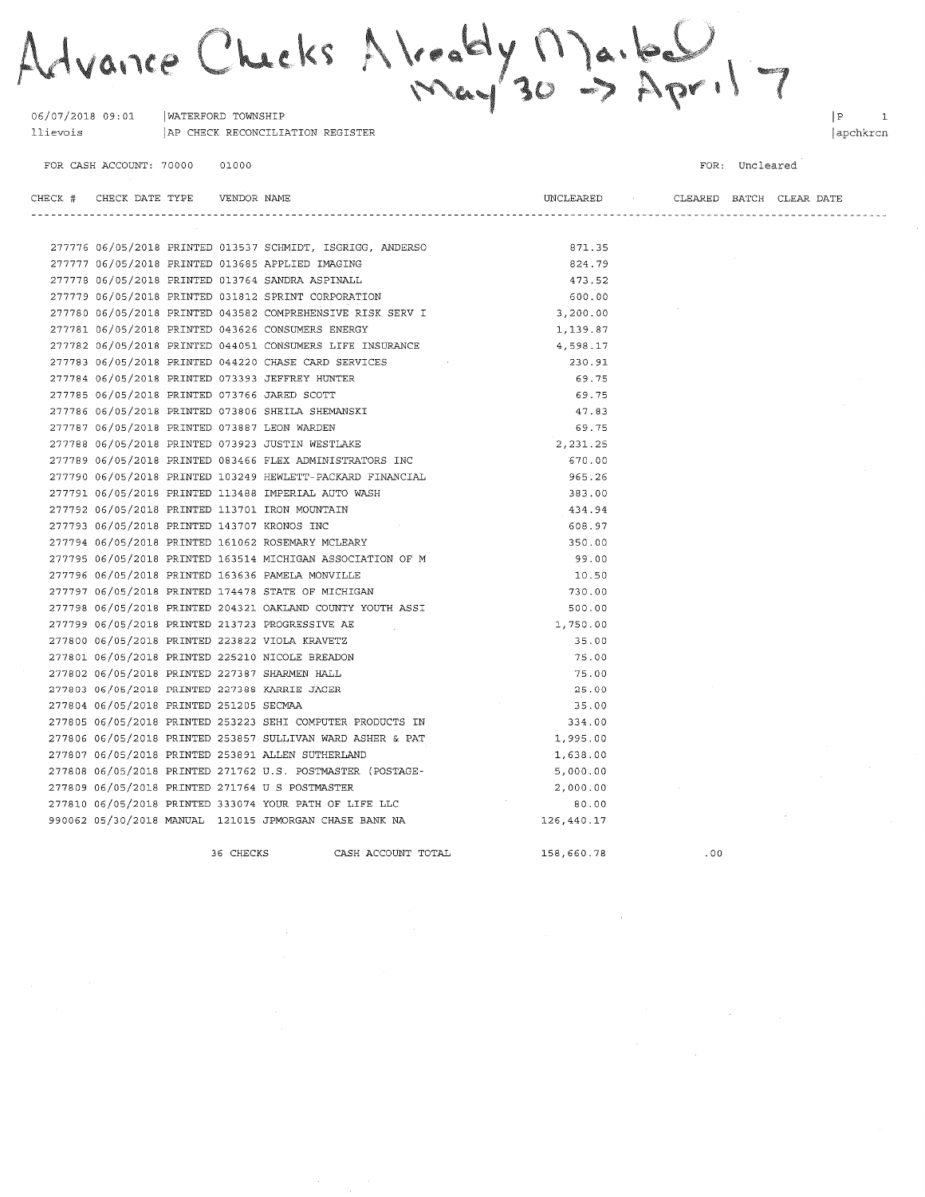Advance Checks Already Mailed
May 30 -> April 7

06/07/2018 09:01 | WATERFORD TOWNSHIP | P 1
llievois | AP CHECK RECONCILIATION REGISTER | apchkrcn

FOR CASH ACCOUNT: 70000 01000

FOR: Uncleared

| CHECK # | CHECK DATE | TYPE | VENDOR NAME | UNCLEARED | CLEARED | BATCH | CLEAR DATE |
|---|---|---|---|---|---|---|---|
| 277776 | 06/05/2018 | PRINTED | 013537 SCHMIDT, ISGRIGG, ANDERSO | 871.35 | | | |
| 277777 | 06/05/2018 | PRINTED | 013685 APPLIED IMAGING | 824.79 | | | |
| 277778 | 06/05/2018 | PRINTED | 013764 SANDRA ASPINALL | 473.52 | | | |
| 277779 | 06/05/2018 | PRINTED | 031812 SPRINT CORPORATION | 600.00 | | | |
| 277780 | 06/05/2018 | PRINTED | 043582 COMPREHENSIVE RISK SERV I | 3,200.00 | | | |
| 277781 | 06/05/2018 | PRINTED | 043626 CONSUMERS ENERGY | 1,139.87 | | | |
| 277782 | 06/05/2018 | PRINTED | 044051 CONSUMERS LIFE INSURANCE | 4,598.17 | | | |
| 277783 | 06/05/2018 | PRINTED | 044220 CHASE CARD SERVICES | 230.91 | | | |
| 277784 | 06/05/2018 | PRINTED | 073393 JEFFREY HUNTER | 69.75 | | | |
| 277785 | 06/05/2018 | PRINTED | 073766 JARED SCOTT | 69.75 | | | |
| 277786 | 06/05/2018 | PRINTED | 073806 SHEILA SHEMANSKI | 47.83 | | | |
| 277787 | 06/05/2018 | PRINTED | 073887 LEON WARDEN | 69.75 | | | |
| 277788 | 06/05/2018 | PRINTED | 073923 JUSTIN WESTLAKE | 2,231.25 | | | |
| 277789 | 06/05/2018 | PRINTED | 083466 FLEX ADMINISTRATORS INC | 670.00 | | | |
| 277790 | 06/05/2018 | PRINTED | 103249 HEWLETT-PACKARD FINANCIAL | 965.26 | | | |
| 277791 | 06/05/2018 | PRINTED | 113488 IMPERIAL AUTO WASH | 383.00 | | | |
| 277792 | 06/05/2018 | PRINTED | 113701 IRON MOUNTAIN | 434.94 | | | |
| 277793 | 06/05/2018 | PRINTED | 143707 KRONOS INC | 608.97 | | | |
| 277794 | 06/05/2018 | PRINTED | 161062 ROSEMARY MCLEARY | 350.00 | | | |
| 277795 | 06/05/2018 | PRINTED | 163514 MICHIGAN ASSOCIATION OF M | 99.00 | | | |
| 277796 | 06/05/2018 | PRINTED | 163636 PAMELA MONVILLE | 10.50 | | | |
| 277797 | 06/05/2018 | PRINTED | 174478 STATE OF MICHIGAN | 730.00 | | | |
| 277798 | 06/05/2018 | PRINTED | 204321 OAKLAND COUNTY YOUTH ASSI | 500.00 | | | |
| 277799 | 06/05/2018 | PRINTED | 213723 PROGRESSIVE AE | 1,750.00 | | | |
| 277800 | 06/05/2018 | PRINTED | 223822 VIOLA KRAVETZ | 35.00 | | | |
| 277801 | 06/05/2018 | PRINTED | 225210 NICOLE BREADON | 75.00 | | | |
| 277802 | 06/05/2018 | PRINTED | 227387 SHARMEN HALL | 75.00 | | | |
| 277803 | 06/05/2018 | PRINTED | 227388 KARRIE JACER | 25.00 | | | |
| 277804 | 06/05/2018 | PRINTED | 251205 SECMAA | 35.00 | | | |
| 277805 | 06/05/2018 | PRINTED | 253223 SEHI COMPUTER PRODUCTS IN | 334.00 | | | |
| 277806 | 06/05/2018 | PRINTED | 253857 SULLIVAN WARD ASHER & PAT | 1,995.00 | | | |
| 277807 | 06/05/2018 | PRINTED | 253891 ALLEN SUTHERLAND | 1,638.00 | | | |
| 277808 | 06/05/2018 | PRINTED | 271762 U.S. POSTMASTER (POSTAGE- | 5,000.00 | | | |
| 277809 | 06/05/2018 | PRINTED | 271764 U S POSTMASTER | 2,000.00 | | | |
| 277810 | 06/05/2018 | PRINTED | 333074 YOUR PATH OF LIFE LLC | 80.00 | | | |
| 990062 | 05/30/2018 | MANUAL | 121015 JPMORGAN CHASE BANK NA | 126,440.17 | | | |
| | | 36 CHECKS | CASH ACCOUNT TOTAL | 158,660.78 | .00 | | |